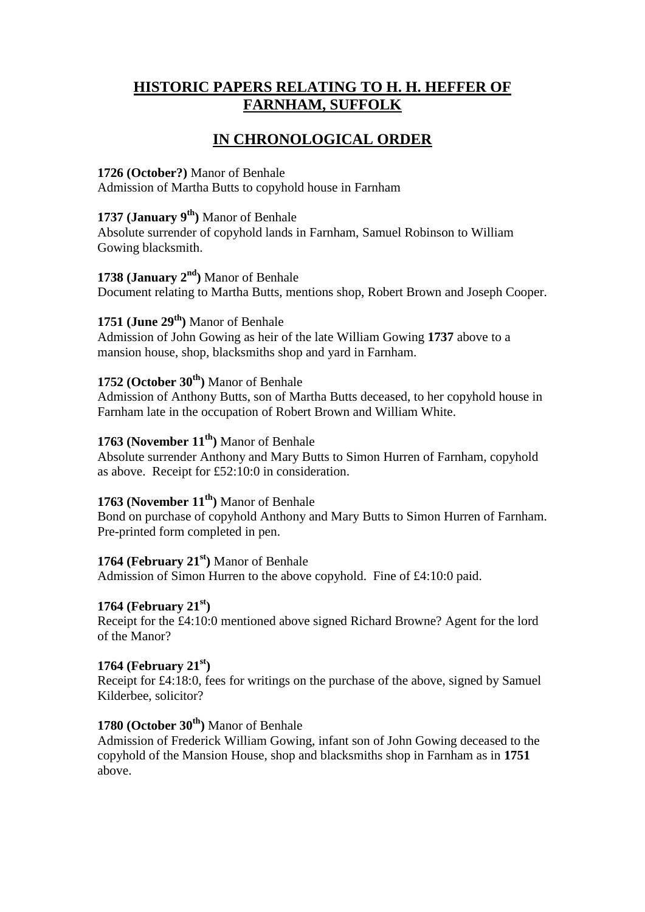# HISTORIC PAPERS RELATING TO H. H. HEFFER OF FARNHAM, SUFFOLK

## IN CHRONOLOGICAL ORDER

**1726 (October?)** Manor of Benhale
Admission of Martha Butts to copyhold house in Farnham

**1737 (January 9th)** Manor of Benhale
Absolute surrender of copyhold lands in Farnham, Samuel Robinson to William Gowing blacksmith.

**1738 (January 2nd)** Manor of Benhale
Document relating to Martha Butts, mentions shop, Robert Brown and Joseph Cooper.

**1751 (June 29th)** Manor of Benhale
Admission of John Gowing as heir of the late William Gowing **1737** above to a mansion house, shop, blacksmiths shop and yard in Farnham.

**1752 (October 30th)** Manor of Benhale
Admission of Anthony Butts, son of Martha Butts deceased, to her copyhold house in Farnham late in the occupation of Robert Brown and William White.

**1763 (November 11th)** Manor of Benhale
Absolute surrender Anthony and Mary Butts to Simon Hurren of Farnham, copyhold as above. Receipt for £52:10:0 in consideration.

**1763 (November 11th)** Manor of Benhale
Bond on purchase of copyhold Anthony and Mary Butts to Simon Hurren of Farnham. Pre-printed form completed in pen.

**1764 (February 21st)** Manor of Benhale
Admission of Simon Hurren to the above copyhold. Fine of £4:10:0 paid.

**1764 (February 21st)**
Receipt for the £4:10:0 mentioned above signed Richard Browne? Agent for the lord of the Manor?

**1764 (February 21st)**
Receipt for £4:18:0, fees for writings on the purchase of the above, signed by Samuel Kilderbee, solicitor?

**1780 (October 30th)** Manor of Benhale
Admission of Frederick William Gowing, infant son of John Gowing deceased to the copyhold of the Mansion House, shop and blacksmiths shop in Farnham as in **1751** above.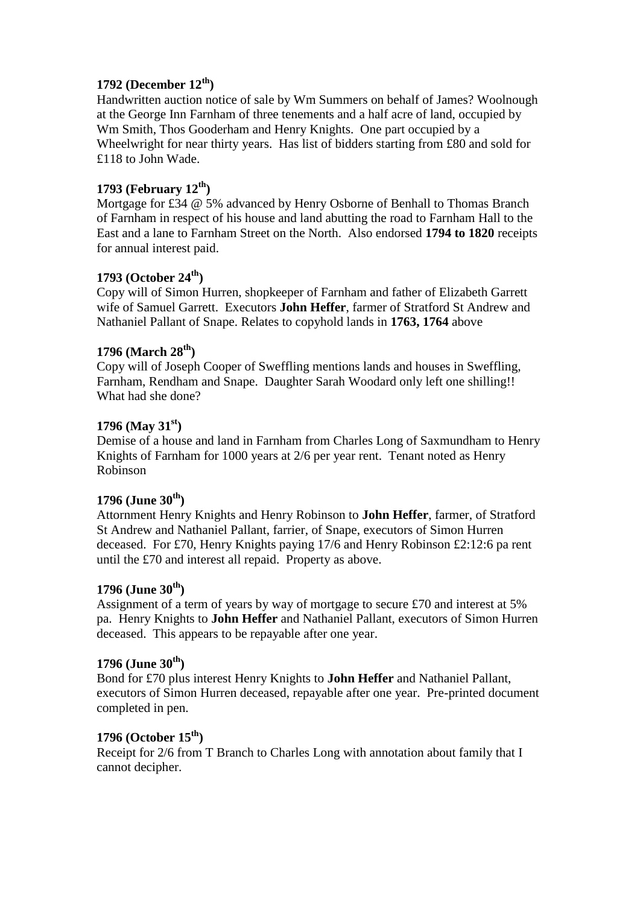**1792 (December 12th)**
Handwritten auction notice of sale by Wm Summers on behalf of James? Woolnough at the George Inn Farnham of three tenements and a half acre of land, occupied by Wm Smith, Thos Gooderham and Henry Knights. One part occupied by a Wheelwright for near thirty years. Has list of bidders starting from £80 and sold for £118 to John Wade.

**1793 (February 12th)**
Mortgage for £34 @ 5% advanced by Henry Osborne of Benhall to Thomas Branch of Farnham in respect of his house and land abutting the road to Farnham Hall to the East and a lane to Farnham Street on the North. Also endorsed **1794 to 1820** receipts for annual interest paid.

**1793 (October 24th)**
Copy will of Simon Hurren, shopkeeper of Farnham and father of Elizabeth Garrett wife of Samuel Garrett. Executors **John Heffer**, farmer of Stratford St Andrew and Nathaniel Pallant of Snape. Relates to copyhold lands in **1763, 1764** above

**1796 (March 28th)**
Copy will of Joseph Cooper of Sweffling mentions lands and houses in Sweffling, Farnham, Rendham and Snape. Daughter Sarah Woodard only left one shilling!! What had she done?

**1796 (May 31st)**
Demise of a house and land in Farnham from Charles Long of Saxmundham to Henry Knights of Farnham for 1000 years at 2/6 per year rent. Tenant noted as Henry Robinson

**1796 (June 30th)**
Attornment Henry Knights and Henry Robinson to **John Heffer**, farmer, of Stratford St Andrew and Nathaniel Pallant, farrier, of Snape, executors of Simon Hurren deceased. For £70, Henry Knights paying 17/6 and Henry Robinson £2:12:6 pa rent until the £70 and interest all repaid. Property as above.

**1796 (June 30th)**
Assignment of a term of years by way of mortgage to secure £70 and interest at 5% pa. Henry Knights to **John Heffer** and Nathaniel Pallant, executors of Simon Hurren deceased. This appears to be repayable after one year.

**1796 (June 30th)**
Bond for £70 plus interest Henry Knights to **John Heffer** and Nathaniel Pallant, executors of Simon Hurren deceased, repayable after one year. Pre-printed document completed in pen.

**1796 (October 15th)**
Receipt for 2/6 from T Branch to Charles Long with annotation about family that I cannot decipher.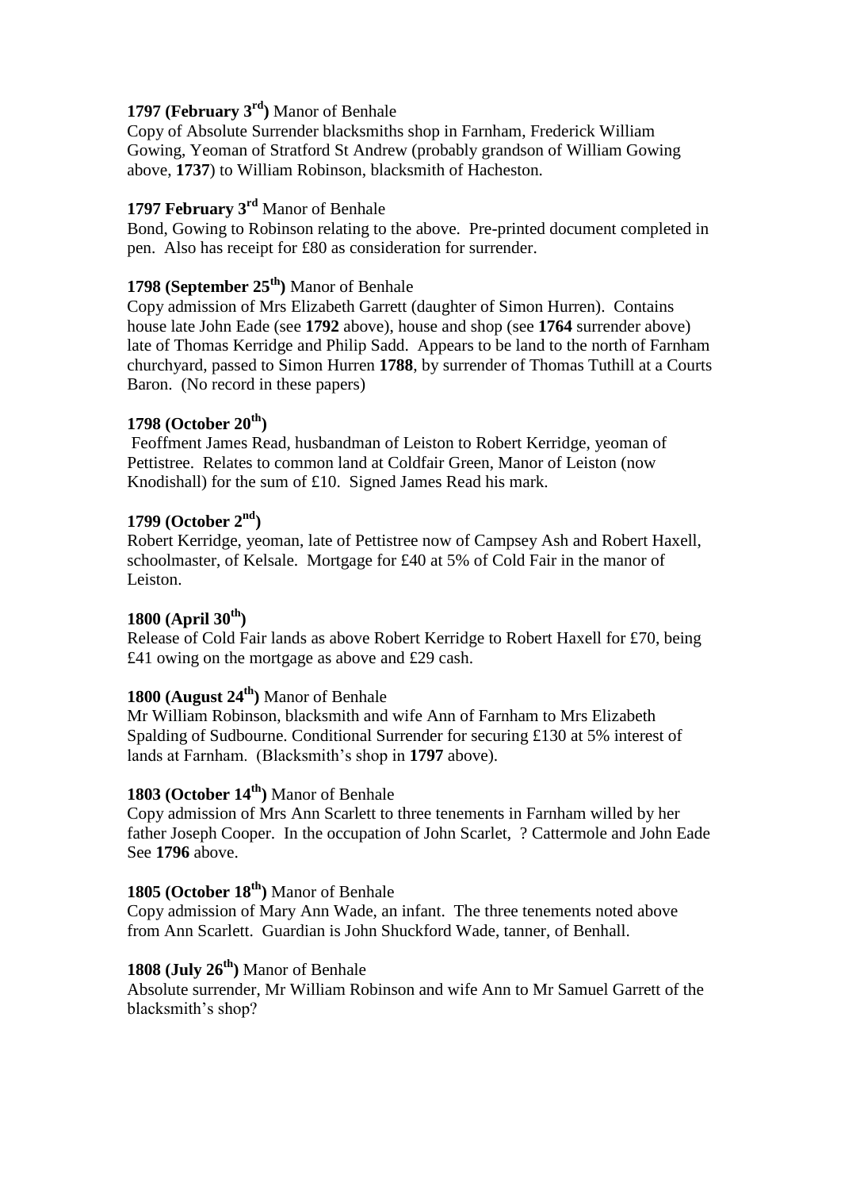**1797 (February 3rd)** Manor of Benhale
Copy of Absolute Surrender blacksmiths shop in Farnham, Frederick William Gowing, Yeoman of Stratford St Andrew (probably grandson of William Gowing above, **1737**) to William Robinson, blacksmith of Hacheston.

**1797 February 3rd** Manor of Benhale
Bond, Gowing to Robinson relating to the above. Pre-printed document completed in pen. Also has receipt for £80 as consideration for surrender.

**1798 (September 25th)** Manor of Benhale
Copy admission of Mrs Elizabeth Garrett (daughter of Simon Hurren). Contains house late John Eade (see **1792** above), house and shop (see **1764** surrender above) late of Thomas Kerridge and Philip Sadd. Appears to be land to the north of Farnham churchyard, passed to Simon Hurren **1788**, by surrender of Thomas Tuthill at a Courts Baron. (No record in these papers)

**1798 (October 20th)**
Feoffment James Read, husbandman of Leiston to Robert Kerridge, yeoman of Pettistree. Relates to common land at Coldfair Green, Manor of Leiston (now Knodishall) for the sum of £10. Signed James Read his mark.

**1799 (October 2nd)**
Robert Kerridge, yeoman, late of Pettistree now of Campsey Ash and Robert Haxell, schoolmaster, of Kelsale. Mortgage for £40 at 5% of Cold Fair in the manor of Leiston.

**1800 (April 30th)**
Release of Cold Fair lands as above Robert Kerridge to Robert Haxell for £70, being £41 owing on the mortgage as above and £29 cash.

**1800 (August 24th)** Manor of Benhale
Mr William Robinson, blacksmith and wife Ann of Farnham to Mrs Elizabeth Spalding of Sudbourne. Conditional Surrender for securing £130 at 5% interest of lands at Farnham. (Blacksmith's shop in **1797** above).

**1803 (October 14th)** Manor of Benhale
Copy admission of Mrs Ann Scarlett to three tenements in Farnham willed by her father Joseph Cooper. In the occupation of John Scarlet, ? Cattermole and John Eade See **1796** above.

**1805 (October 18th)** Manor of Benhale
Copy admission of Mary Ann Wade, an infant. The three tenements noted above from Ann Scarlett. Guardian is John Shuckford Wade, tanner, of Benhall.

**1808 (July 26th)** Manor of Benhale
Absolute surrender, Mr William Robinson and wife Ann to Mr Samuel Garrett of the blacksmith's shop?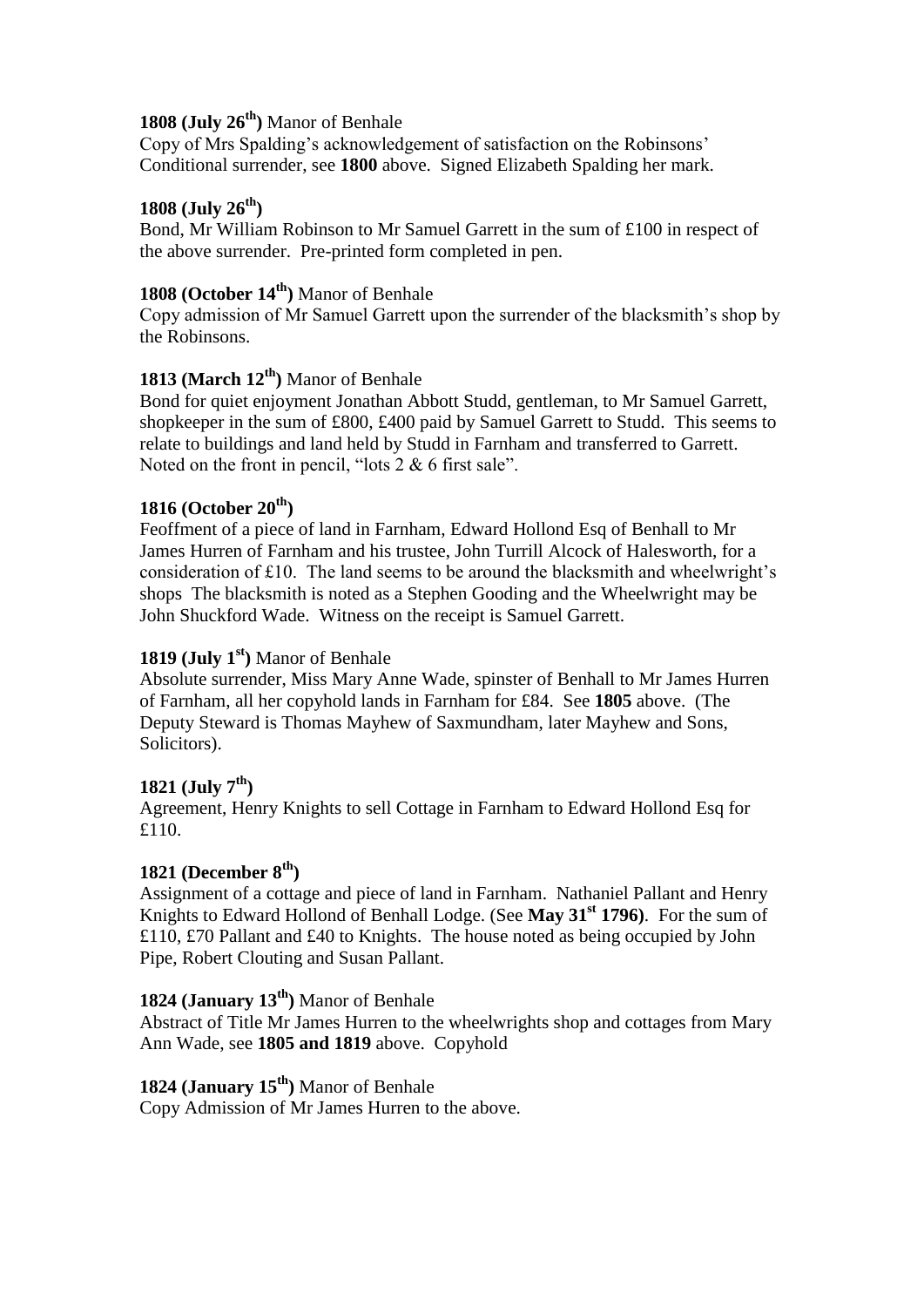**1808 (July 26th)** Manor of Benhale
Copy of Mrs Spalding's acknowledgement of satisfaction on the Robinsons' Conditional surrender, see **1800** above. Signed Elizabeth Spalding her mark.

**1808 (July 26th)**
Bond, Mr William Robinson to Mr Samuel Garrett in the sum of £100 in respect of the above surrender. Pre-printed form completed in pen.

**1808 (October 14th)** Manor of Benhale
Copy admission of Mr Samuel Garrett upon the surrender of the blacksmith's shop by the Robinsons.

**1813 (March 12th)** Manor of Benhale
Bond for quiet enjoyment Jonathan Abbott Studd, gentleman, to Mr Samuel Garrett, shopkeeper in the sum of £800, £400 paid by Samuel Garrett to Studd. This seems to relate to buildings and land held by Studd in Farnham and transferred to Garrett. Noted on the front in pencil, "lots 2 & 6 first sale".

**1816 (October 20th)**
Feoffment of a piece of land in Farnham, Edward Hollond Esq of Benhall to Mr James Hurren of Farnham and his trustee, John Turrill Alcock of Halesworth, for a consideration of £10. The land seems to be around the blacksmith and wheelwright's shops The blacksmith is noted as a Stephen Gooding and the Wheelwright may be John Shuckford Wade. Witness on the receipt is Samuel Garrett.

**1819 (July 1st)** Manor of Benhale
Absolute surrender, Miss Mary Anne Wade, spinster of Benhall to Mr James Hurren of Farnham, all her copyhold lands in Farnham for £84. See **1805** above. (The Deputy Steward is Thomas Mayhew of Saxmundham, later Mayhew and Sons, Solicitors).

**1821 (July 7th)**
Agreement, Henry Knights to sell Cottage in Farnham to Edward Hollond Esq for £110.

**1821 (December 8th)**
Assignment of a cottage and piece of land in Farnham. Nathaniel Pallant and Henry Knights to Edward Hollond of Benhall Lodge. (See **May 31st 1796)**. For the sum of £110, £70 Pallant and £40 to Knights. The house noted as being occupied by John Pipe, Robert Clouting and Susan Pallant.

**1824 (January 13th)** Manor of Benhale
Abstract of Title Mr James Hurren to the wheelwrights shop and cottages from Mary Ann Wade, see **1805 and 1819** above. Copyhold

**1824 (January 15th)** Manor of Benhale
Copy Admission of Mr James Hurren to the above.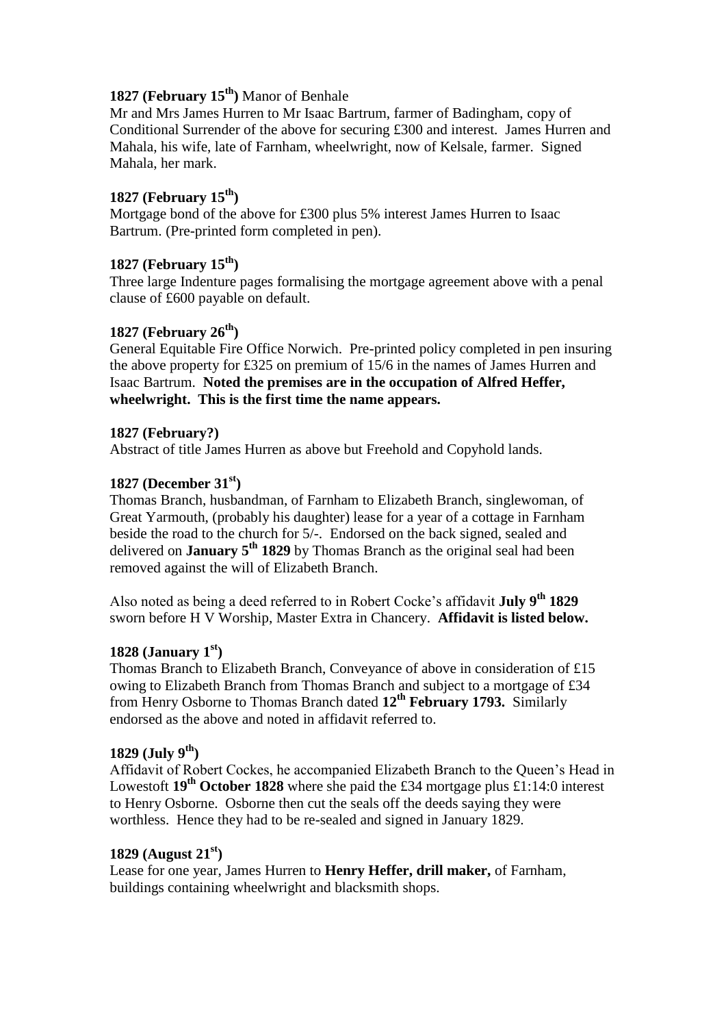**1827 (February 15th)** Manor of Benhale

Mr and Mrs James Hurren to Mr Isaac Bartrum, farmer of Badingham, copy of Conditional Surrender of the above for securing £300 and interest. James Hurren and Mahala, his wife, late of Farnham, wheelwright, now of Kelsale, farmer. Signed Mahala, her mark.

**1827 (February 15th)**

Mortgage bond of the above for £300 plus 5% interest James Hurren to Isaac Bartrum. (Pre-printed form completed in pen).

**1827 (February 15th)**

Three large Indenture pages formalising the mortgage agreement above with a penal clause of £600 payable on default.

**1827 (February 26th)**

General Equitable Fire Office Norwich. Pre-printed policy completed in pen insuring the above property for £325 on premium of 15/6 in the names of James Hurren and Isaac Bartrum. **Noted the premises are in the occupation of Alfred Heffer, wheelwright. This is the first time the name appears.**

**1827 (February?)**

Abstract of title James Hurren as above but Freehold and Copyhold lands.

**1827 (December 31st)**

Thomas Branch, husbandman, of Farnham to Elizabeth Branch, singlewoman, of Great Yarmouth, (probably his daughter) lease for a year of a cottage in Farnham beside the road to the church for 5/-. Endorsed on the back signed, sealed and delivered on **January 5th 1829** by Thomas Branch as the original seal had been removed against the will of Elizabeth Branch.

Also noted as being a deed referred to in Robert Cocke's affidavit **July 9th 1829** sworn before H V Worship, Master Extra in Chancery. **Affidavit is listed below.**

**1828 (January 1st)**

Thomas Branch to Elizabeth Branch, Conveyance of above in consideration of £15 owing to Elizabeth Branch from Thomas Branch and subject to a mortgage of £34 from Henry Osborne to Thomas Branch dated **12th February 1793.** Similarly endorsed as the above and noted in affidavit referred to.

**1829 (July 9th)**

Affidavit of Robert Cockes, he accompanied Elizabeth Branch to the Queen's Head in Lowestoft **19th October 1828** where she paid the £34 mortgage plus £1:14:0 interest to Henry Osborne. Osborne then cut the seals off the deeds saying they were worthless. Hence they had to be re-sealed and signed in January 1829.

**1829 (August 21st)**

Lease for one year, James Hurren to **Henry Heffer, drill maker,** of Farnham, buildings containing wheelwright and blacksmith shops.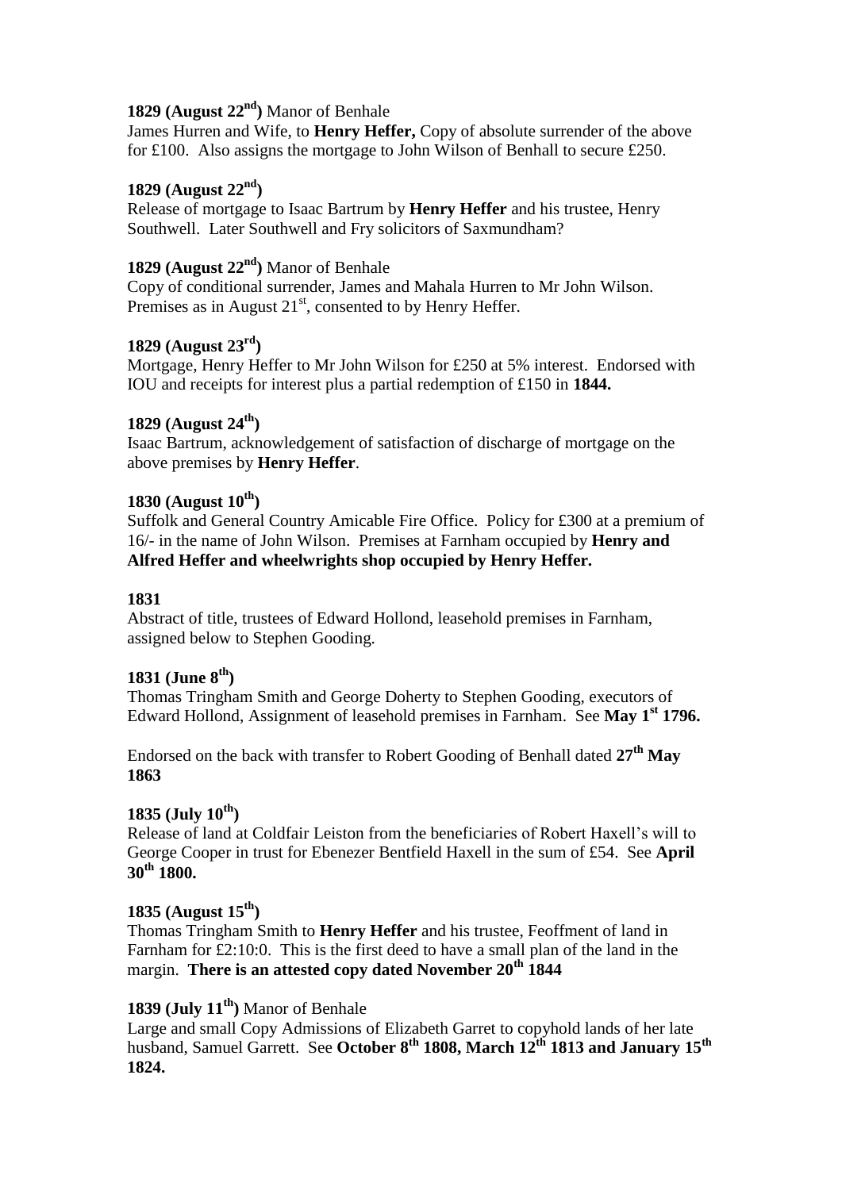**1829 (August 22nd)** Manor of Benhale

James Hurren and Wife, to **Henry Heffer,** Copy of absolute surrender of the above for £100. Also assigns the mortgage to John Wilson of Benhall to secure £250.

**1829 (August 22nd)**

Release of mortgage to Isaac Bartrum by **Henry Heffer** and his trustee, Henry Southwell. Later Southwell and Fry solicitors of Saxmundham?

**1829 (August 22nd)** Manor of Benhale

Copy of conditional surrender, James and Mahala Hurren to Mr John Wilson. Premises as in August 21st, consented to by Henry Heffer.

**1829 (August 23rd)**

Mortgage, Henry Heffer to Mr John Wilson for £250 at 5% interest. Endorsed with IOU and receipts for interest plus a partial redemption of £150 in **1844.**

**1829 (August 24th)**

Isaac Bartrum, acknowledgement of satisfaction of discharge of mortgage on the above premises by **Henry Heffer**.

**1830 (August 10th)**

Suffolk and General Country Amicable Fire Office. Policy for £300 at a premium of 16/- in the name of John Wilson. Premises at Farnham occupied by **Henry and Alfred Heffer and wheelwrights shop occupied by Henry Heffer.**

**1831**

Abstract of title, trustees of Edward Hollond, leasehold premises in Farnham, assigned below to Stephen Gooding.

**1831 (June 8th)**

Thomas Tringham Smith and George Doherty to Stephen Gooding, executors of Edward Hollond, Assignment of leasehold premises in Farnham. See **May 1st 1796.**

Endorsed on the back with transfer to Robert Gooding of Benhall dated **27th May 1863**

**1835 (July 10th)**

Release of land at Coldfair Leiston from the beneficiaries of Robert Haxell's will to George Cooper in trust for Ebenezer Bentfield Haxell in the sum of £54. See **April 30th 1800.**

**1835 (August 15th)**

Thomas Tringham Smith to **Henry Heffer** and his trustee, Feoffment of land in Farnham for £2:10:0. This is the first deed to have a small plan of the land in the margin. **There is an attested copy dated November 20th 1844**

**1839 (July 11th)** Manor of Benhale

Large and small Copy Admissions of Elizabeth Garret to copyhold lands of her late husband, Samuel Garrett. See **October 8th 1808, March 12th 1813 and January 15th 1824.**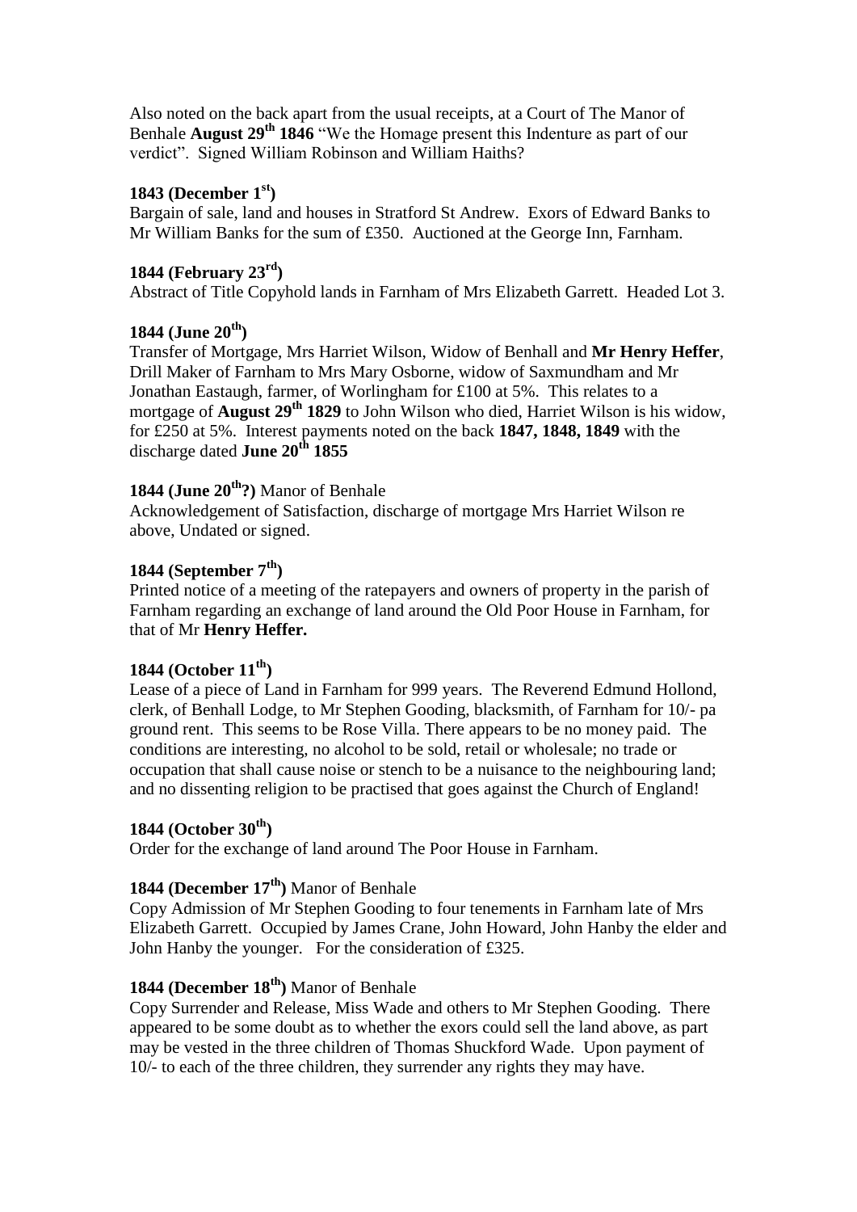Also noted on the back apart from the usual receipts, at a Court of The Manor of Benhale **August 29th 1846** "We the Homage present this Indenture as part of our verdict". Signed William Robinson and William Haiths?

**1843 (December 1st)**
Bargain of sale, land and houses in Stratford St Andrew. Exors of Edward Banks to Mr William Banks for the sum of £350. Auctioned at the George Inn, Farnham.

**1844 (February 23rd)**
Abstract of Title Copyhold lands in Farnham of Mrs Elizabeth Garrett. Headed Lot 3.

**1844 (June 20th)**
Transfer of Mortgage, Mrs Harriet Wilson, Widow of Benhall and **Mr Henry Heffer**, Drill Maker of Farnham to Mrs Mary Osborne, widow of Saxmundham and Mr Jonathan Eastaugh, farmer, of Worlingham for £100 at 5%. This relates to a mortgage of **August 29th 1829** to John Wilson who died, Harriet Wilson is his widow, for £250 at 5%. Interest payments noted on the back **1847, 1848, 1849** with the discharge dated **June 20th 1855**

**1844 (June 20th?)** Manor of Benhale
Acknowledgement of Satisfaction, discharge of mortgage Mrs Harriet Wilson re above, Undated or signed.

**1844 (September 7th)**
Printed notice of a meeting of the ratepayers and owners of property in the parish of Farnham regarding an exchange of land around the Old Poor House in Farnham, for that of Mr **Henry Heffer.**

**1844 (October 11th)**
Lease of a piece of Land in Farnham for 999 years. The Reverend Edmund Hollond, clerk, of Benhall Lodge, to Mr Stephen Gooding, blacksmith, of Farnham for 10/- pa ground rent. This seems to be Rose Villa. There appears to be no money paid. The conditions are interesting, no alcohol to be sold, retail or wholesale; no trade or occupation that shall cause noise or stench to be a nuisance to the neighbouring land; and no dissenting religion to be practised that goes against the Church of England!

**1844 (October 30th)**
Order for the exchange of land around The Poor House in Farnham.

**1844 (December 17th)** Manor of Benhale
Copy Admission of Mr Stephen Gooding to four tenements in Farnham late of Mrs Elizabeth Garrett. Occupied by James Crane, John Howard, John Hanby the elder and John Hanby the younger. For the consideration of £325.

**1844 (December 18th)** Manor of Benhale
Copy Surrender and Release, Miss Wade and others to Mr Stephen Gooding. There appeared to be some doubt as to whether the exors could sell the land above, as part may be vested in the three children of Thomas Shuckford Wade. Upon payment of 10/- to each of the three children, they surrender any rights they may have.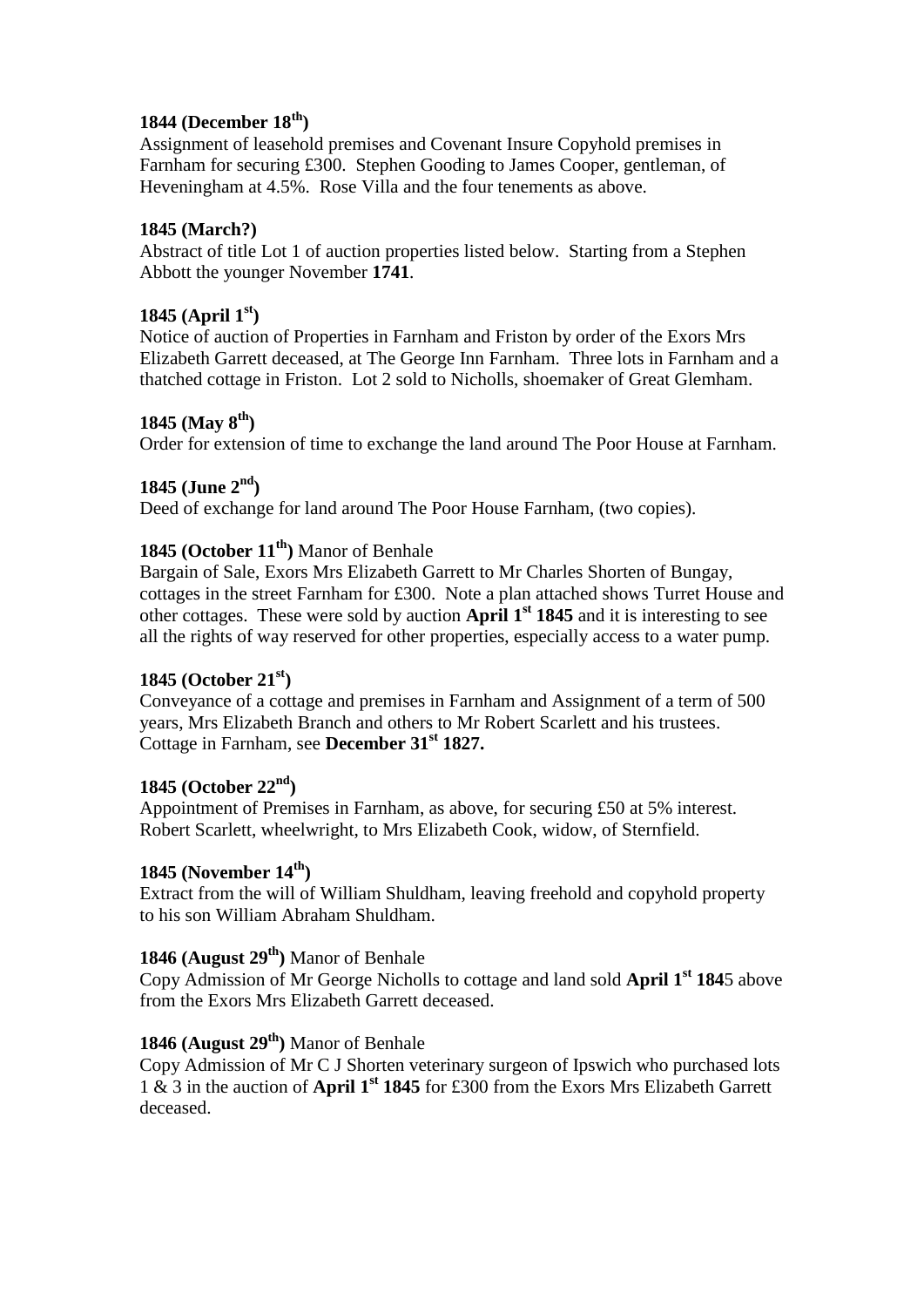**1844 (December 18th)**
Assignment of leasehold premises and Covenant Insure Copyhold premises in Farnham for securing £300. Stephen Gooding to James Cooper, gentleman, of Heveningham at 4.5%. Rose Villa and the four tenements as above.

**1845 (March?)**
Abstract of title Lot 1 of auction properties listed below. Starting from a Stephen Abbott the younger November **1741**.

**1845 (April 1st)**
Notice of auction of Properties in Farnham and Friston by order of the Exors Mrs Elizabeth Garrett deceased, at The George Inn Farnham. Three lots in Farnham and a thatched cottage in Friston. Lot 2 sold to Nicholls, shoemaker of Great Glemham.

**1845 (May 8th)**
Order for extension of time to exchange the land around The Poor House at Farnham.

**1845 (June 2nd)**
Deed of exchange for land around The Poor House Farnham, (two copies).

**1845 (October 11th)** Manor of Benhale
Bargain of Sale, Exors Mrs Elizabeth Garrett to Mr Charles Shorten of Bungay, cottages in the street Farnham for £300. Note a plan attached shows Turret House and other cottages. These were sold by auction **April 1st 1845** and it is interesting to see all the rights of way reserved for other properties, especially access to a water pump.

**1845 (October 21st)**
Conveyance of a cottage and premises in Farnham and Assignment of a term of 500 years, Mrs Elizabeth Branch and others to Mr Robert Scarlett and his trustees. Cottage in Farnham, see **December 31st 1827.**

**1845 (October 22nd)**
Appointment of Premises in Farnham, as above, for securing £50 at 5% interest. Robert Scarlett, wheelwright, to Mrs Elizabeth Cook, widow, of Sternfield.

**1845 (November 14th)**
Extract from the will of William Shuldham, leaving freehold and copyhold property to his son William Abraham Shuldham.

**1846 (August 29th)** Manor of Benhale
Copy Admission of Mr George Nicholls to cottage and land sold **April 1st 184**5 above from the Exors Mrs Elizabeth Garrett deceased.

**1846 (August 29th)** Manor of Benhale
Copy Admission of Mr C J Shorten veterinary surgeon of Ipswich who purchased lots 1 & 3 in the auction of **April 1st 1845** for £300 from the Exors Mrs Elizabeth Garrett deceased.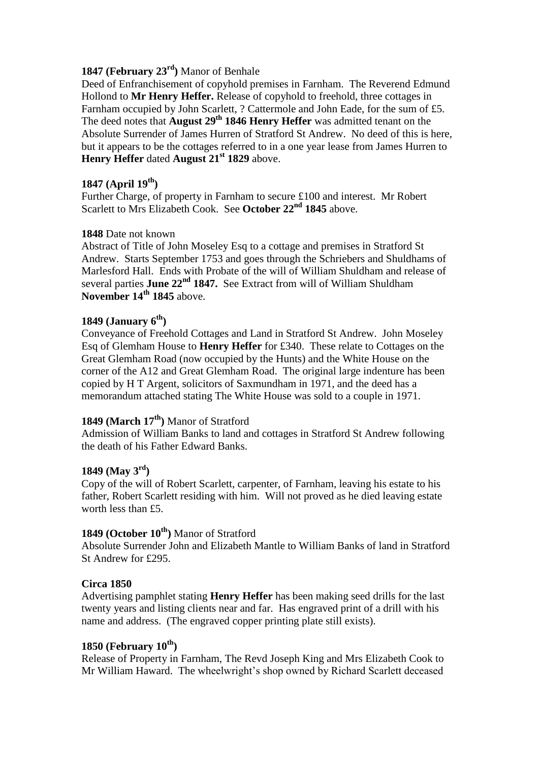**1847 (February 23rd)** Manor of Benhale
Deed of Enfranchisement of copyhold premises in Farnham. The Reverend Edmund Hollond to **Mr Henry Heffer.** Release of copyhold to freehold, three cottages in Farnham occupied by John Scarlett, ? Cattermole and John Eade, for the sum of £5. The deed notes that **August 29th 1846 Henry Heffer** was admitted tenant on the Absolute Surrender of James Hurren of Stratford St Andrew. No deed of this is here, but it appears to be the cottages referred to in a one year lease from James Hurren to **Henry Heffer** dated **August 21st 1829** above.

**1847 (April 19th)**
Further Charge, of property in Farnham to secure £100 and interest. Mr Robert Scarlett to Mrs Elizabeth Cook. See **October 22nd 1845** above.

**1848** Date not known
Abstract of Title of John Moseley Esq to a cottage and premises in Stratford St Andrew. Starts September 1753 and goes through the Schriebers and Shuldhams of Marlesford Hall. Ends with Probate of the will of William Shuldham and release of several parties **June 22nd 1847.** See Extract from will of William Shuldham **November 14th 1845** above.

**1849 (January 6th)**
Conveyance of Freehold Cottages and Land in Stratford St Andrew. John Moseley Esq of Glemham House to **Henry Heffer** for £340. These relate to Cottages on the Great Glemham Road (now occupied by the Hunts) and the White House on the corner of the A12 and Great Glemham Road. The original large indenture has been copied by H T Argent, solicitors of Saxmundham in 1971, and the deed has a memorandum attached stating The White House was sold to a couple in 1971.

**1849 (March 17th)** Manor of Stratford
Admission of William Banks to land and cottages in Stratford St Andrew following the death of his Father Edward Banks.

**1849 (May 3rd)**
Copy of the will of Robert Scarlett, carpenter, of Farnham, leaving his estate to his father, Robert Scarlett residing with him. Will not proved as he died leaving estate worth less than £5.

**1849 (October 10th)** Manor of Stratford
Absolute Surrender John and Elizabeth Mantle to William Banks of land in Stratford St Andrew for £295.

**Circa 1850**
Advertising pamphlet stating **Henry Heffer** has been making seed drills for the last twenty years and listing clients near and far. Has engraved print of a drill with his name and address. (The engraved copper printing plate still exists).

**1850 (February 10th)**
Release of Property in Farnham, The Revd Joseph King and Mrs Elizabeth Cook to Mr William Haward. The wheelwright's shop owned by Richard Scarlett deceased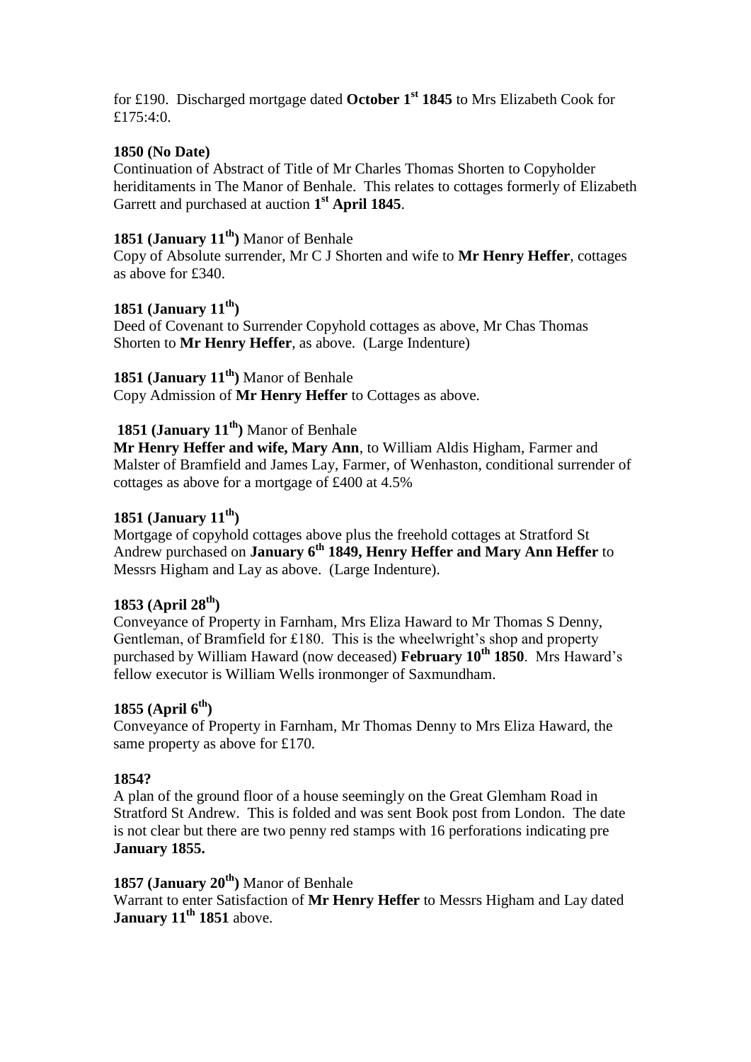for £190. Discharged mortgage dated **October 1st 1845** to Mrs Elizabeth Cook for £175:4:0.

**1850 (No Date)**
Continuation of Abstract of Title of Mr Charles Thomas Shorten to Copyholder heriditaments in The Manor of Benhale. This relates to cottages formerly of Elizabeth Garrett and purchased at auction **1st April 1845**.

**1851 (January 11th)** Manor of Benhale
Copy of Absolute surrender, Mr C J Shorten and wife to **Mr Henry Heffer**, cottages as above for £340.

**1851 (January 11th)**
Deed of Covenant to Surrender Copyhold cottages as above, Mr Chas Thomas Shorten to **Mr Henry Heffer**, as above. (Large Indenture)

**1851 (January 11th)** Manor of Benhale
Copy Admission of **Mr Henry Heffer** to Cottages as above.

**1851 (January 11th)** Manor of Benhale
**Mr Henry Heffer and wife, Mary Ann**, to William Aldis Higham, Farmer and Malster of Bramfield and James Lay, Farmer, of Wenhaston, conditional surrender of cottages as above for a mortgage of £400 at 4.5%

**1851 (January 11th)**
Mortgage of copyhold cottages above plus the freehold cottages at Stratford St Andrew purchased on **January 6th 1849, Henry Heffer and Mary Ann Heffer** to Messrs Higham and Lay as above. (Large Indenture).

**1853 (April 28th)**
Conveyance of Property in Farnham, Mrs Eliza Haward to Mr Thomas S Denny, Gentleman, of Bramfield for £180. This is the wheelwright's shop and property purchased by William Haward (now deceased) **February 10th 1850**. Mrs Haward's fellow executor is William Wells ironmonger of Saxmundham.

**1855 (April 6th)**
Conveyance of Property in Farnham, Mr Thomas Denny to Mrs Eliza Haward, the same property as above for £170.

**1854?**
A plan of the ground floor of a house seemingly on the Great Glemham Road in Stratford St Andrew. This is folded and was sent Book post from London. The date is not clear but there are two penny red stamps with 16 perforations indicating pre **January 1855.**

**1857 (January 20th)** Manor of Benhale
Warrant to enter Satisfaction of **Mr Henry Heffer** to Messrs Higham and Lay dated **January 11th 1851** above.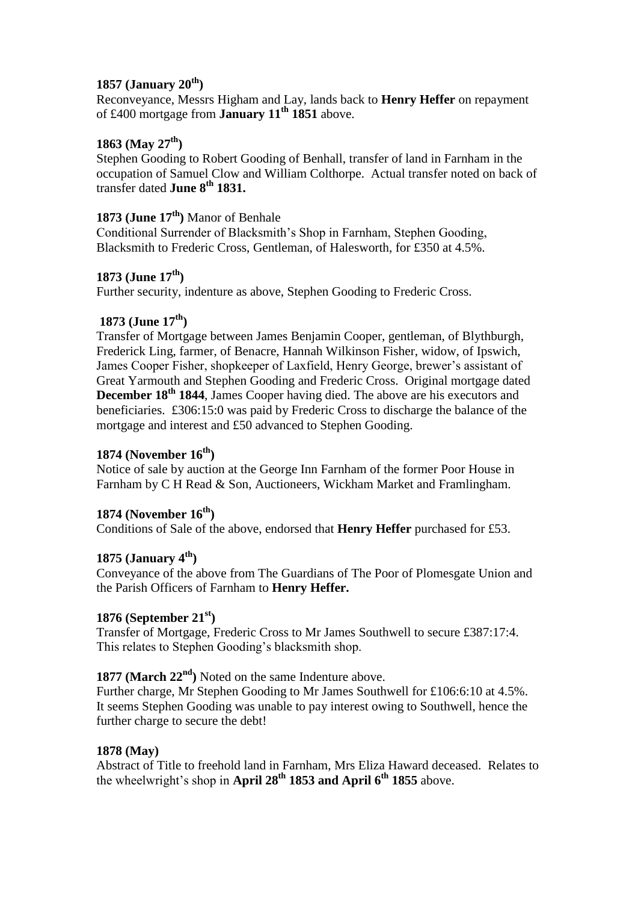**1857 (January 20th)**
Reconveyance, Messrs Higham and Lay, lands back to **Henry Heffer** on repayment of £400 mortgage from **January 11th 1851** above.

**1863 (May 27th)**
Stephen Gooding to Robert Gooding of Benhall, transfer of land in Farnham in the occupation of Samuel Clow and William Colthorpe. Actual transfer noted on back of transfer dated **June 8th 1831.**

**1873 (June 17th)** Manor of Benhale
Conditional Surrender of Blacksmith's Shop in Farnham, Stephen Gooding, Blacksmith to Frederic Cross, Gentleman, of Halesworth, for £350 at 4.5%.

**1873 (June 17th)**
Further security, indenture as above, Stephen Gooding to Frederic Cross.

**1873 (June 17th)**
Transfer of Mortgage between James Benjamin Cooper, gentleman, of Blythburgh, Frederick Ling, farmer, of Benacre, Hannah Wilkinson Fisher, widow, of Ipswich, James Cooper Fisher, shopkeeper of Laxfield, Henry George, brewer's assistant of Great Yarmouth and Stephen Gooding and Frederic Cross. Original mortgage dated **December 18th 1844**, James Cooper having died. The above are his executors and beneficiaries. £306:15:0 was paid by Frederic Cross to discharge the balance of the mortgage and interest and £50 advanced to Stephen Gooding.

**1874 (November 16th)**
Notice of sale by auction at the George Inn Farnham of the former Poor House in Farnham by C H Read & Son, Auctioneers, Wickham Market and Framlingham.

**1874 (November 16th)**
Conditions of Sale of the above, endorsed that **Henry Heffer** purchased for £53.

**1875 (January 4th)**
Conveyance of the above from The Guardians of The Poor of Plomesgate Union and the Parish Officers of Farnham to **Henry Heffer.**

**1876 (September 21st)**
Transfer of Mortgage, Frederic Cross to Mr James Southwell to secure £387:17:4. This relates to Stephen Gooding's blacksmith shop.

**1877 (March 22nd)** Noted on the same Indenture above.
Further charge, Mr Stephen Gooding to Mr James Southwell for £106:6:10 at 4.5%. It seems Stephen Gooding was unable to pay interest owing to Southwell, hence the further charge to secure the debt!

**1878 (May)**
Abstract of Title to freehold land in Farnham, Mrs Eliza Haward deceased. Relates to the wheelwright's shop in **April 28th 1853 and April 6th 1855** above.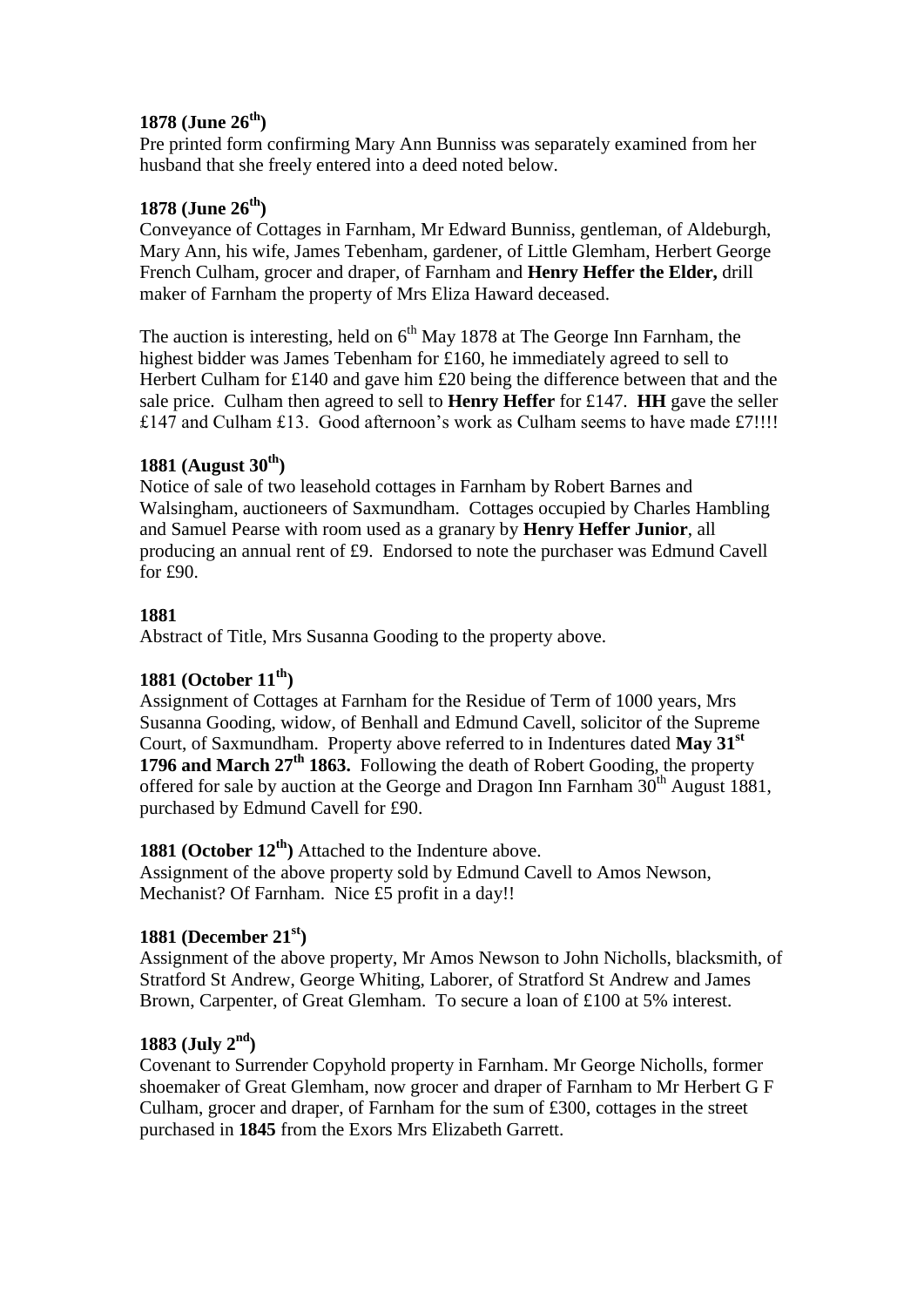**1878 (June 26th)**
Pre printed form confirming Mary Ann Bunniss was separately examined from her husband that she freely entered into a deed noted below.

**1878 (June 26th)**
Conveyance of Cottages in Farnham, Mr Edward Bunniss, gentleman, of Aldeburgh, Mary Ann, his wife, James Tebenham, gardener, of Little Glemham, Herbert George French Culham, grocer and draper, of Farnham and **Henry Heffer the Elder,** drill maker of Farnham the property of Mrs Eliza Haward deceased.

The auction is interesting, held on 6th May 1878 at The George Inn Farnham, the highest bidder was James Tebenham for £160, he immediately agreed to sell to Herbert Culham for £140 and gave him £20 being the difference between that and the sale price. Culham then agreed to sell to **Henry Heffer** for £147. **HH** gave the seller £147 and Culham £13. Good afternoon's work as Culham seems to have made £7!!!!

**1881 (August 30th)**
Notice of sale of two leasehold cottages in Farnham by Robert Barnes and Walsingham, auctioneers of Saxmundham. Cottages occupied by Charles Hambling and Samuel Pearse with room used as a granary by **Henry Heffer Junior**, all producing an annual rent of £9. Endorsed to note the purchaser was Edmund Cavell for £90.

**1881**
Abstract of Title, Mrs Susanna Gooding to the property above.

**1881 (October 11th)**
Assignment of Cottages at Farnham for the Residue of Term of 1000 years, Mrs Susanna Gooding, widow, of Benhall and Edmund Cavell, solicitor of the Supreme Court, of Saxmundham. Property above referred to in Indentures dated **May 31st 1796 and March 27th 1863.** Following the death of Robert Gooding, the property offered for sale by auction at the George and Dragon Inn Farnham 30th August 1881, purchased by Edmund Cavell for £90.

**1881 (October 12th)** Attached to the Indenture above.
Assignment of the above property sold by Edmund Cavell to Amos Newson, Mechanist? Of Farnham. Nice £5 profit in a day!!

**1881 (December 21st)**
Assignment of the above property, Mr Amos Newson to John Nicholls, blacksmith, of Stratford St Andrew, George Whiting, Laborer, of Stratford St Andrew and James Brown, Carpenter, of Great Glemham. To secure a loan of £100 at 5% interest.

**1883 (July 2nd)**
Covenant to Surrender Copyhold property in Farnham. Mr George Nicholls, former shoemaker of Great Glemham, now grocer and draper of Farnham to Mr Herbert G F Culham, grocer and draper, of Farnham for the sum of £300, cottages in the street purchased in **1845** from the Exors Mrs Elizabeth Garrett.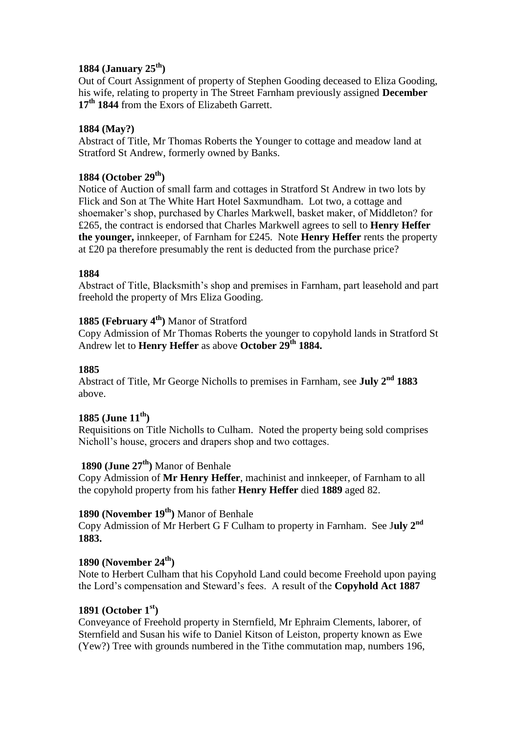**1884 (January 25th)**
Out of Court Assignment of property of Stephen Gooding deceased to Eliza Gooding, his wife, relating to property in The Street Farnham previously assigned **December 17th 1844** from the Exors of Elizabeth Garrett.

**1884 (May?)**
Abstract of Title, Mr Thomas Roberts the Younger to cottage and meadow land at Stratford St Andrew, formerly owned by Banks.

**1884 (October 29th)**
Notice of Auction of small farm and cottages in Stratford St Andrew in two lots by Flick and Son at The White Hart Hotel Saxmundham. Lot two, a cottage and shoemaker's shop, purchased by Charles Markwell, basket maker, of Middleton? for £265, the contract is endorsed that Charles Markwell agrees to sell to **Henry Heffer the younger,** innkeeper, of Farnham for £245. Note **Henry Heffer** rents the property at £20 pa therefore presumably the rent is deducted from the purchase price?

**1884**
Abstract of Title, Blacksmith's shop and premises in Farnham, part leasehold and part freehold the property of Mrs Eliza Gooding.

**1885 (February 4th)** Manor of Stratford
Copy Admission of Mr Thomas Roberts the younger to copyhold lands in Stratford St Andrew let to **Henry Heffer** as above **October 29th 1884.**

**1885**
Abstract of Title, Mr George Nicholls to premises in Farnham, see **July 2nd 1883** above.

**1885 (June 11th)**
Requisitions on Title Nicholls to Culham. Noted the property being sold comprises Nicholl's house, grocers and drapers shop and two cottages.

**1890 (June 27th)** Manor of Benhale
Copy Admission of **Mr Henry Heffer**, machinist and innkeeper, of Farnham to all the copyhold property from his father **Henry Heffer** died **1889** aged 82.

**1890 (November 19th)** Manor of Benhale
Copy Admission of Mr Herbert G F Culham to property in Farnham. See J**uly 2nd 1883.**

**1890 (November 24th)**
Note to Herbert Culham that his Copyhold Land could become Freehold upon paying the Lord's compensation and Steward's fees. A result of the **Copyhold Act 1887**

**1891 (October 1st)**
Conveyance of Freehold property in Sternfield, Mr Ephraim Clements, laborer, of Sternfield and Susan his wife to Daniel Kitson of Leiston, property known as Ewe (Yew?) Tree with grounds numbered in the Tithe commutation map, numbers 196,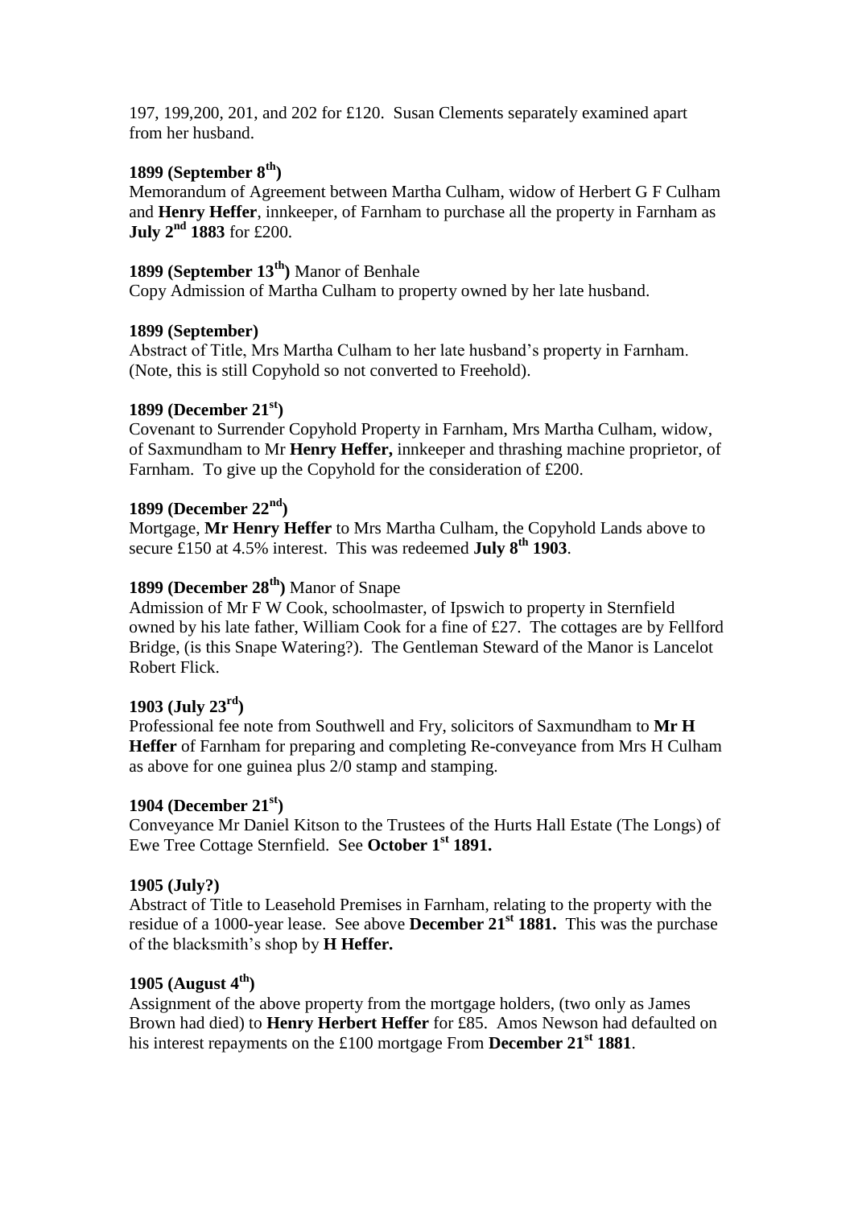197, 199,200, 201, and 202 for £120. Susan Clements separately examined apart from her husband.

**1899 (September 8th)**
Memorandum of Agreement between Martha Culham, widow of Herbert G F Culham and **Henry Heffer**, innkeeper, of Farnham to purchase all the property in Farnham as **July 2nd 1883** for £200.

**1899 (September 13th)** Manor of Benhale
Copy Admission of Martha Culham to property owned by her late husband.

**1899 (September)**
Abstract of Title, Mrs Martha Culham to her late husband's property in Farnham. (Note, this is still Copyhold so not converted to Freehold).

**1899 (December 21st)**
Covenant to Surrender Copyhold Property in Farnham, Mrs Martha Culham, widow, of Saxmundham to Mr **Henry Heffer,** innkeeper and thrashing machine proprietor, of Farnham. To give up the Copyhold for the consideration of £200.

**1899 (December 22nd)**
Mortgage, **Mr Henry Heffer** to Mrs Martha Culham, the Copyhold Lands above to secure £150 at 4.5% interest. This was redeemed **July 8th 1903**.

**1899 (December 28th)** Manor of Snape
Admission of Mr F W Cook, schoolmaster, of Ipswich to property in Sternfield owned by his late father, William Cook for a fine of £27. The cottages are by Fellford Bridge, (is this Snape Watering?). The Gentleman Steward of the Manor is Lancelot Robert Flick.

**1903 (July 23rd)**
Professional fee note from Southwell and Fry, solicitors of Saxmundham to **Mr H Heffer** of Farnham for preparing and completing Re-conveyance from Mrs H Culham as above for one guinea plus 2/0 stamp and stamping.

**1904 (December 21st)**
Conveyance Mr Daniel Kitson to the Trustees of the Hurts Hall Estate (The Longs) of Ewe Tree Cottage Sternfield. See **October 1st 1891.**

**1905 (July?)**
Abstract of Title to Leasehold Premises in Farnham, relating to the property with the residue of a 1000-year lease. See above **December 21st 1881.** This was the purchase of the blacksmith's shop by **H Heffer.**

**1905 (August 4th)**
Assignment of the above property from the mortgage holders, (two only as James Brown had died) to **Henry Herbert Heffer** for £85. Amos Newson had defaulted on his interest repayments on the £100 mortgage From **December 21st 1881**.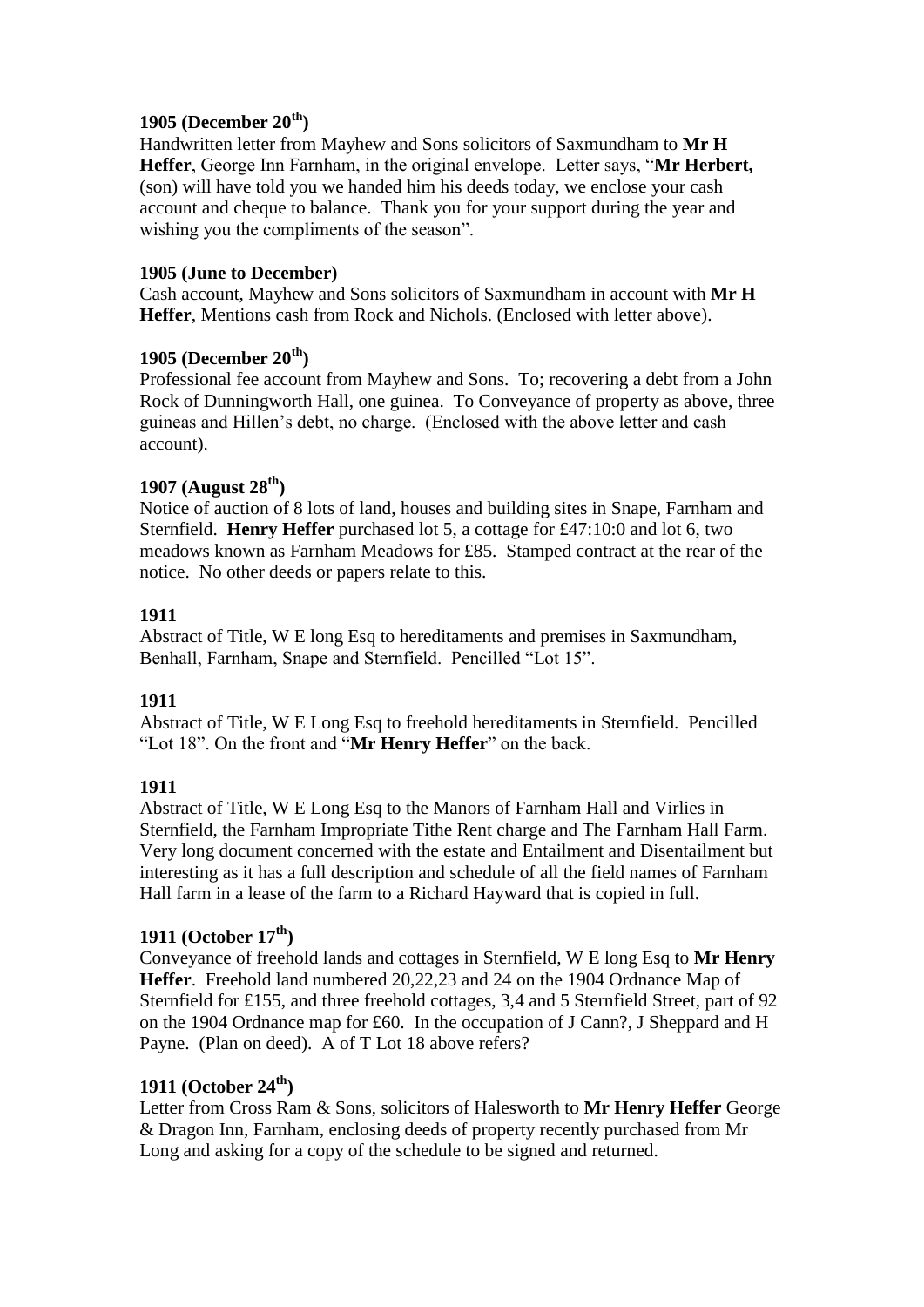**1905 (December 20th)**
Handwritten letter from Mayhew and Sons solicitors of Saxmundham to **Mr H Heffer**, George Inn Farnham, in the original envelope. Letter says, "**Mr Herbert,** (son) will have told you we handed him his deeds today, we enclose your cash account and cheque to balance. Thank you for your support during the year and wishing you the compliments of the season".

**1905 (June to December)**
Cash account, Mayhew and Sons solicitors of Saxmundham in account with **Mr H Heffer**, Mentions cash from Rock and Nichols. (Enclosed with letter above).

**1905 (December 20th)**
Professional fee account from Mayhew and Sons. To; recovering a debt from a John Rock of Dunningworth Hall, one guinea. To Conveyance of property as above, three guineas and Hillen's debt, no charge. (Enclosed with the above letter and cash account).

**1907 (August 28th)**
Notice of auction of 8 lots of land, houses and building sites in Snape, Farnham and Sternfield. **Henry Heffer** purchased lot 5, a cottage for £47:10:0 and lot 6, two meadows known as Farnham Meadows for £85. Stamped contract at the rear of the notice. No other deeds or papers relate to this.

**1911**
Abstract of Title, W E long Esq to hereditaments and premises in Saxmundham, Benhall, Farnham, Snape and Sternfield. Pencilled "Lot 15".

**1911**
Abstract of Title, W E Long Esq to freehold hereditaments in Sternfield. Pencilled "Lot 18". On the front and "**Mr Henry Heffer**" on the back.

**1911**
Abstract of Title, W E Long Esq to the Manors of Farnham Hall and Virlies in Sternfield, the Farnham Impropriate Tithe Rent charge and The Farnham Hall Farm. Very long document concerned with the estate and Entailment and Disentailment but interesting as it has a full description and schedule of all the field names of Farnham Hall farm in a lease of the farm to a Richard Hayward that is copied in full.

**1911 (October 17th)**
Conveyance of freehold lands and cottages in Sternfield, W E long Esq to **Mr Henry Heffer**. Freehold land numbered 20,22,23 and 24 on the 1904 Ordnance Map of Sternfield for £155, and three freehold cottages, 3,4 and 5 Sternfield Street, part of 92 on the 1904 Ordnance map for £60. In the occupation of J Cann?, J Sheppard and H Payne. (Plan on deed). A of T Lot 18 above refers?

**1911 (October 24th)**
Letter from Cross Ram & Sons, solicitors of Halesworth to **Mr Henry Heffer** George & Dragon Inn, Farnham, enclosing deeds of property recently purchased from Mr Long and asking for a copy of the schedule to be signed and returned.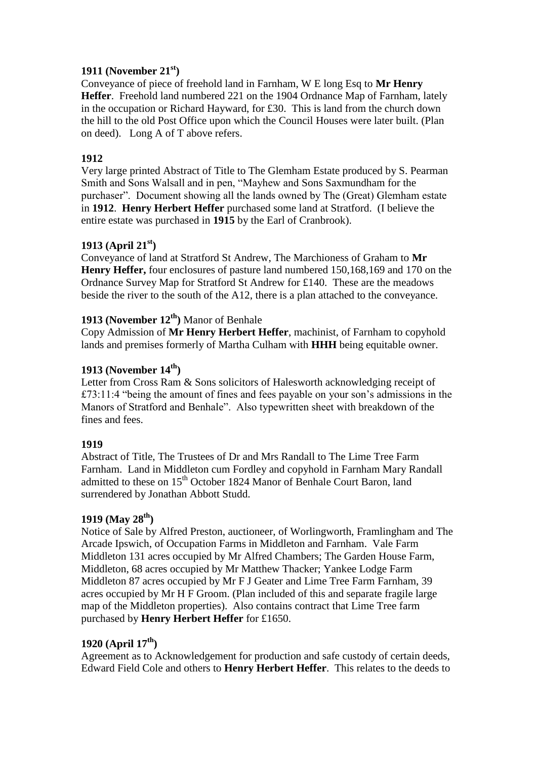**1911 (November 21st)**

Conveyance of piece of freehold land in Farnham, W E long Esq to **Mr Henry Heffer**. Freehold land numbered 221 on the 1904 Ordnance Map of Farnham, lately in the occupation or Richard Hayward, for £30. This is land from the church down the hill to the old Post Office upon which the Council Houses were later built. (Plan on deed). Long A of T above refers.

**1912**

Very large printed Abstract of Title to The Glemham Estate produced by S. Pearman Smith and Sons Walsall and in pen, "Mayhew and Sons Saxmundham for the purchaser". Document showing all the lands owned by The (Great) Glemham estate in **1912**. **Henry Herbert Heffer** purchased some land at Stratford. (I believe the entire estate was purchased in **1915** by the Earl of Cranbrook).

**1913 (April 21st)**

Conveyance of land at Stratford St Andrew, The Marchioness of Graham to **Mr Henry Heffer,** four enclosures of pasture land numbered 150,168,169 and 170 on the Ordnance Survey Map for Stratford St Andrew for £140. These are the meadows beside the river to the south of the A12, there is a plan attached to the conveyance.

**1913 (November 12th)** Manor of Benhale

Copy Admission of **Mr Henry Herbert Heffer**, machinist, of Farnham to copyhold lands and premises formerly of Martha Culham with **HHH** being equitable owner.

**1913 (November 14th)**

Letter from Cross Ram & Sons solicitors of Halesworth acknowledging receipt of £73:11:4 "being the amount of fines and fees payable on your son's admissions in the Manors of Stratford and Benhale". Also typewritten sheet with breakdown of the fines and fees.

**1919**

Abstract of Title, The Trustees of Dr and Mrs Randall to The Lime Tree Farm Farnham. Land in Middleton cum Fordley and copyhold in Farnham Mary Randall admitted to these on 15th October 1824 Manor of Benhale Court Baron, land surrendered by Jonathan Abbott Studd.

**1919 (May 28th)**

Notice of Sale by Alfred Preston, auctioneer, of Worlingworth, Framlingham and The Arcade Ipswich, of Occupation Farms in Middleton and Farnham. Vale Farm Middleton 131 acres occupied by Mr Alfred Chambers; The Garden House Farm, Middleton, 68 acres occupied by Mr Matthew Thacker; Yankee Lodge Farm Middleton 87 acres occupied by Mr F J Geater and Lime Tree Farm Farnham, 39 acres occupied by Mr H F Groom. (Plan included of this and separate fragile large map of the Middleton properties). Also contains contract that Lime Tree farm purchased by **Henry Herbert Heffer** for £1650.

**1920 (April 17th)**

Agreement as to Acknowledgement for production and safe custody of certain deeds, Edward Field Cole and others to **Henry Herbert Heffer**. This relates to the deeds to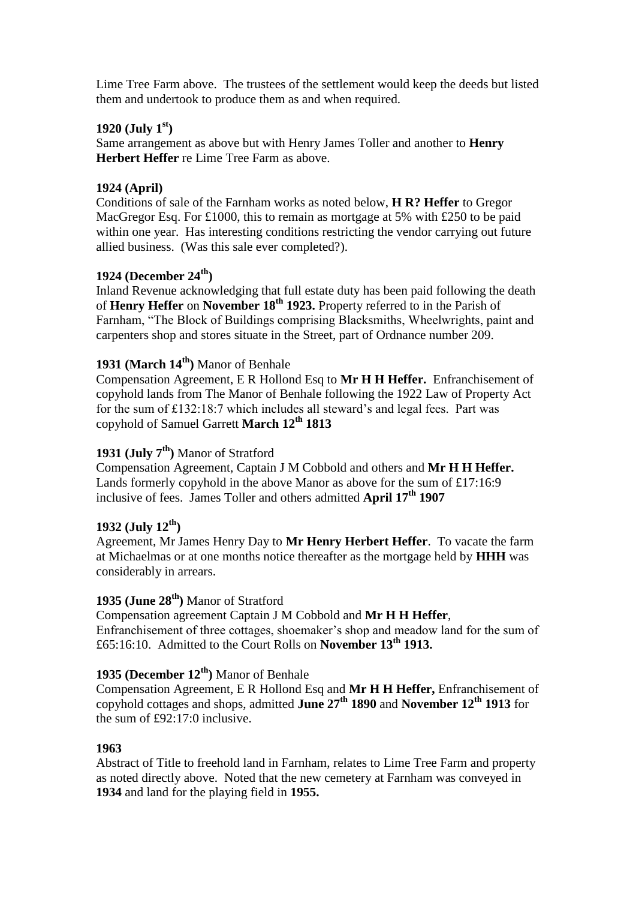Lime Tree Farm above. The trustees of the settlement would keep the deeds but listed them and undertook to produce them as and when required.

**1920 (July 1st)**
Same arrangement as above but with Henry James Toller and another to **Henry Herbert Heffer** re Lime Tree Farm as above.

**1924 (April)**
Conditions of sale of the Farnham works as noted below, **H R? Heffer** to Gregor MacGregor Esq. For £1000, this to remain as mortgage at 5% with £250 to be paid within one year. Has interesting conditions restricting the vendor carrying out future allied business. (Was this sale ever completed?).

**1924 (December 24th)**
Inland Revenue acknowledging that full estate duty has been paid following the death of **Henry Heffer** on **November 18th 1923.** Property referred to in the Parish of Farnham, "The Block of Buildings comprising Blacksmiths, Wheelwrights, paint and carpenters shop and stores situate in the Street, part of Ordnance number 209.

**1931 (March 14th)** Manor of Benhale
Compensation Agreement, E R Hollond Esq to **Mr H H Heffer.** Enfranchisement of copyhold lands from The Manor of Benhale following the 1922 Law of Property Act for the sum of £132:18:7 which includes all steward's and legal fees. Part was copyhold of Samuel Garrett **March 12th 1813**

**1931 (July 7th)** Manor of Stratford
Compensation Agreement, Captain J M Cobbold and others and **Mr H H Heffer.** Lands formerly copyhold in the above Manor as above for the sum of £17:16:9 inclusive of fees. James Toller and others admitted **April 17th 1907**

**1932 (July 12th)**
Agreement, Mr James Henry Day to **Mr Henry Herbert Heffer**. To vacate the farm at Michaelmas or at one months notice thereafter as the mortgage held by **HHH** was considerably in arrears.

**1935 (June 28th)** Manor of Stratford
Compensation agreement Captain J M Cobbold and **Mr H H Heffer**, Enfranchisement of three cottages, shoemaker's shop and meadow land for the sum of £65:16:10. Admitted to the Court Rolls on **November 13th 1913.**

**1935 (December 12th)** Manor of Benhale
Compensation Agreement, E R Hollond Esq and **Mr H H Heffer,** Enfranchisement of copyhold cottages and shops, admitted **June 27th 1890** and **November 12th 1913** for the sum of £92:17:0 inclusive.

**1963**
Abstract of Title to freehold land in Farnham, relates to Lime Tree Farm and property as noted directly above. Noted that the new cemetery at Farnham was conveyed in **1934** and land for the playing field in **1955.**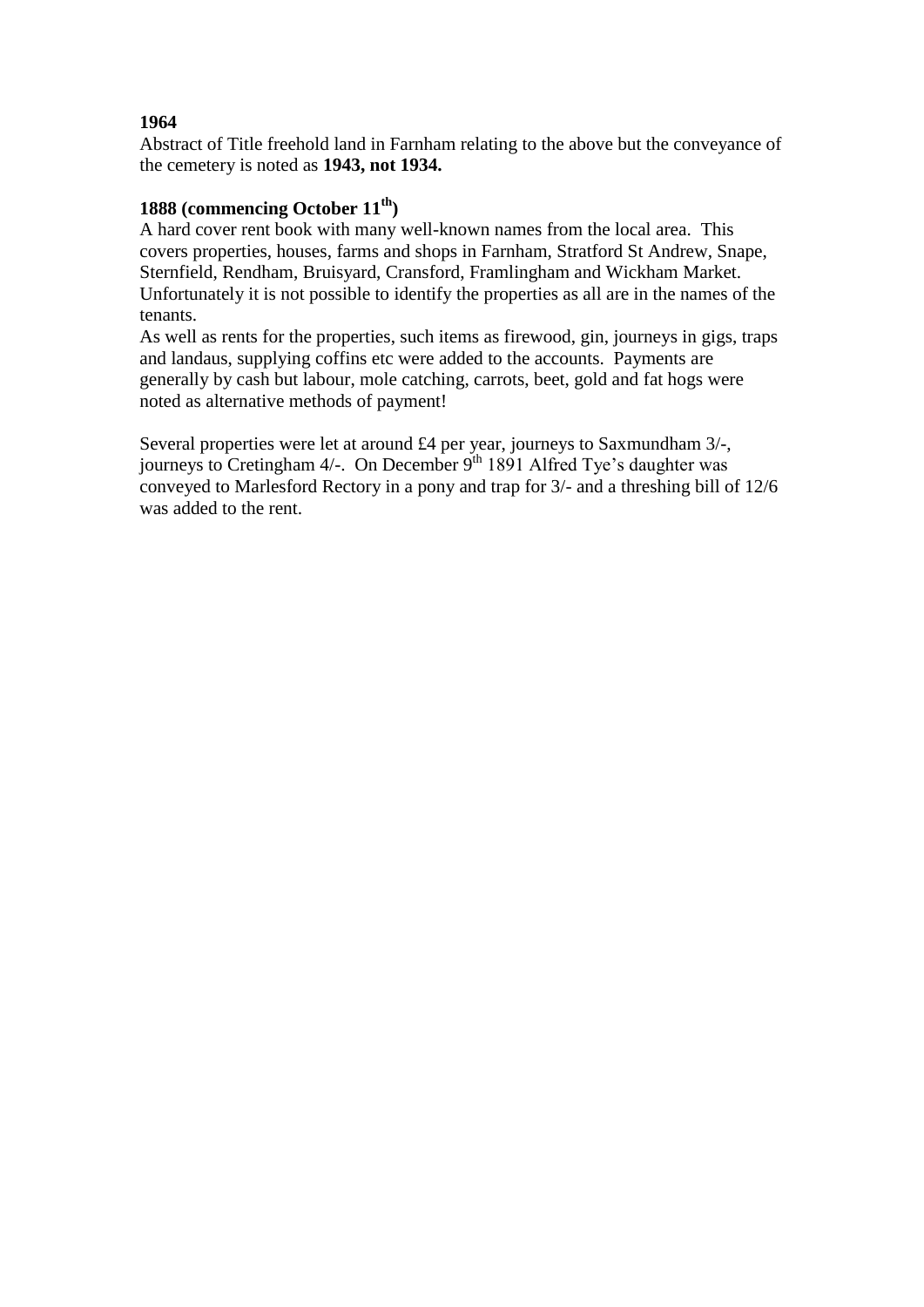**1964**

Abstract of Title freehold land in Farnham relating to the above but the conveyance of the cemetery is noted as **1943, not 1934.**

**1888 (commencing October 11th)**

A hard cover rent book with many well-known names from the local area. This covers properties, houses, farms and shops in Farnham, Stratford St Andrew, Snape, Sternfield, Rendham, Bruisyard, Cransford, Framlingham and Wickham Market. Unfortunately it is not possible to identify the properties as all are in the names of the tenants.

As well as rents for the properties, such items as firewood, gin, journeys in gigs, traps and landaus, supplying coffins etc were added to the accounts. Payments are generally by cash but labour, mole catching, carrots, beet, gold and fat hogs were noted as alternative methods of payment!

Several properties were let at around £4 per year, journeys to Saxmundham 3/-, journeys to Cretingham 4/-. On December 9th 1891 Alfred Tye's daughter was conveyed to Marlesford Rectory in a pony and trap for 3/- and a threshing bill of 12/6 was added to the rent.